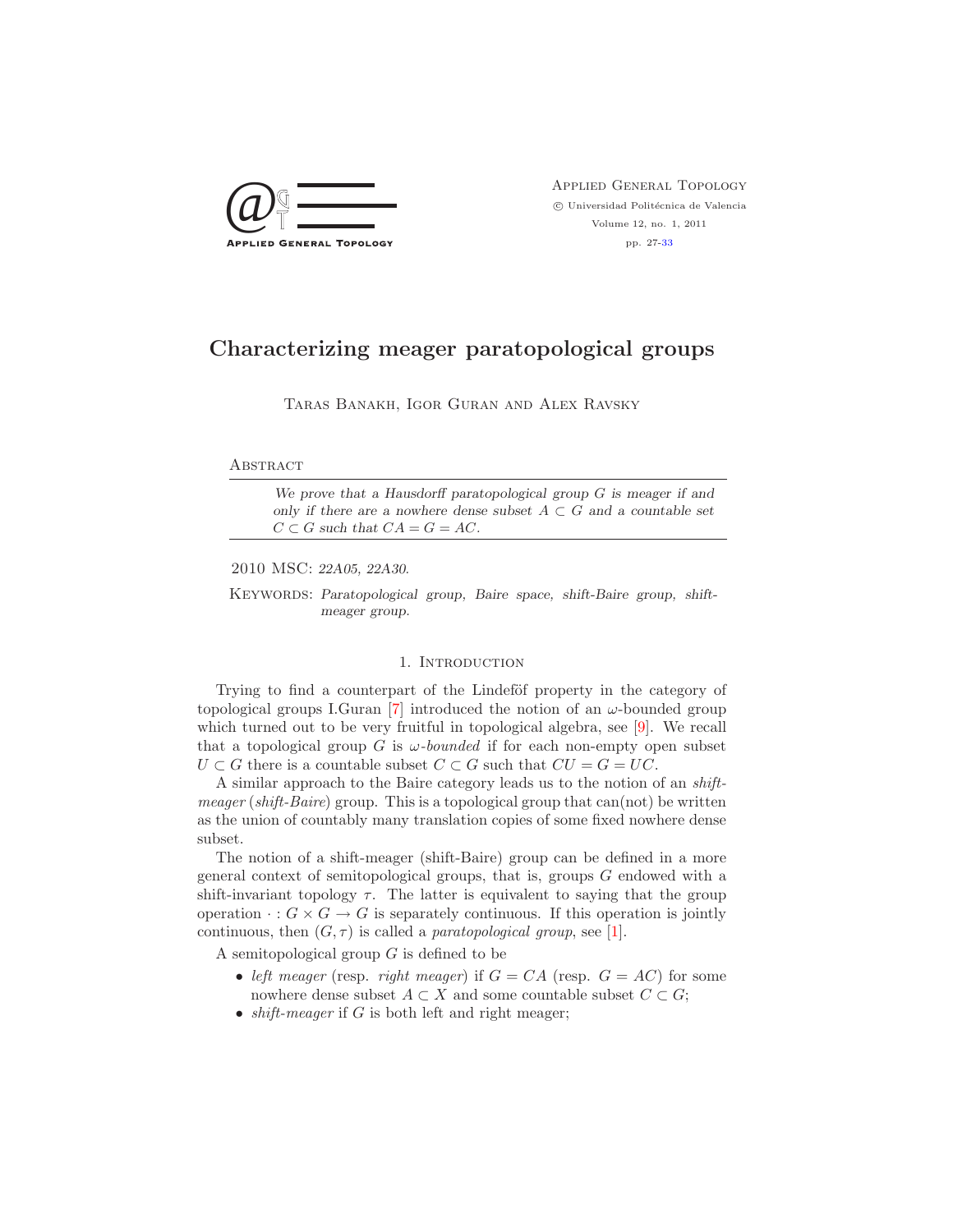# Characterizing meager paratopological groups

Taras Banakh, Igor Guran and Alex Ravsky

## Abstract

*We prove that a Hausdorff paratopological group $G$ is meager if and only if there are a nowhere dense subset $A \subset G$ and a countable set $C \subset G$ such that $CA = G = AC$.*

2010 MSC: *22A05, 22A30.*

Keywords: *Paratopological group, Baire space, shift-Baire group, shift-meager group.*

## 1. Introduction

Trying to find a counterpart of the Lindeföf property in the category of topological groups I.Guran [7] introduced the notion of an $\omega$-bounded group which turned out to be very fruitful in topological algebra, see [9]. We recall that a topological group $G$ is *$\omega$-bounded* if for each non-empty open subset $U \subset G$ there is a countable subset $C \subset G$ such that $CU = G = UC$.

A similar approach to the Baire category leads us to the notion of an *shift-meager* (*shift-Baire*) group. This is a topological group that can(not) be written as the union of countably many translation copies of some fixed nowhere dense subset.

The notion of a shift-meager (shift-Baire) group can be defined in a more general context of semitopological groups, that is, groups $G$ endowed with a shift-invariant topology $\tau$. The latter is equivalent to saying that the group operation $\cdot : G \times G \to G$ is separately continuous. If this operation is jointly continuous, then $(G, \tau)$ is called a *paratopological group*, see [1].

A semitopological group $G$ is defined to be

- *left meager* (resp. *right meager*) if $G = CA$ (resp. $G = AC$) for some nowhere dense subset $A \subset X$ and some countable subset $C \subset G$;
- *shift-meager* if $G$ is both left and right meager;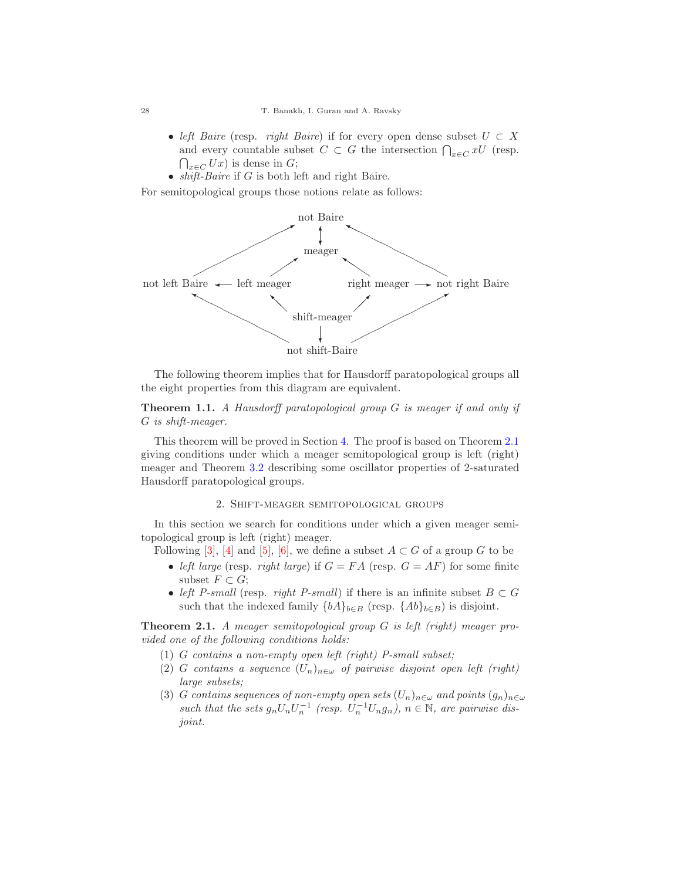- *left Baire* (resp. *right Baire*) if for every open dense subset $U \subset X$ and every countable subset $C \subset G$ the intersection $\bigcap_{x \in C} xU$ (resp. $\bigcap_{x \in C} Ux$) is dense in $G$;
- *shift-Baire* if $G$ is both left and right Baire.

For semitopological groups those notions relate as follows:

```
                              not Baire
                          ↗       ↕       ↖
                        /       meager       \
                      /       ↗        ↖       \
not left Baire  ←  left meager          right meager  →  not right Baire
          ↖                ↖          ↗                ↗
            \               shift-meager             /
              \                  ↓                 /
                          not shift-Baire
```

The following theorem implies that for Hausdorff paratopological groups all the eight properties from this diagram are equivalent.

**Theorem 1.1.** *A Hausdorff paratopological group $G$ is meager if and only if $G$ is shift-meager.*

This theorem will be proved in Section 4. The proof is based on Theorem 2.1 giving conditions under which a meager semitopological group is left (right) meager and Theorem 3.2 describing some oscillator properties of 2-saturated Hausdorff paratopological groups.

## 2. Shift-meager semitopological groups

In this section we search for conditions under which a given meager semitopological group is left (right) meager.

Following [3], [4] and [5], [6], we define a subset $A \subset G$ of a group $G$ to be

- *left large* (resp. *right large*) if $G = FA$ (resp. $G = AF$) for some finite subset $F \subset G$;
- *left P-small* (resp. *right P-small*) if there is an infinite subset $B \subset G$ such that the indexed family $\{bA\}_{b \in B}$ (resp. $\{Ab\}_{b \in B}$) is disjoint.

**Theorem 2.1.** *A meager semitopological group $G$ is left (right) meager provided one of the following conditions holds:*

1. *$G$ contains a non-empty open left (right) P-small subset;*
2. *$G$ contains a sequence $(U_n)_{n \in \omega}$ of pairwise disjoint open left (right) large subsets;*
3. *$G$ contains sequences of non-empty open sets $(U_n)_{n \in \omega}$ and points $(g_n)_{n \in \omega}$ such that the sets $g_n U_n U_n^{-1}$ (resp. $U_n^{-1} U_n g_n$), $n \in \mathbb{N}$, are pairwise disjoint.*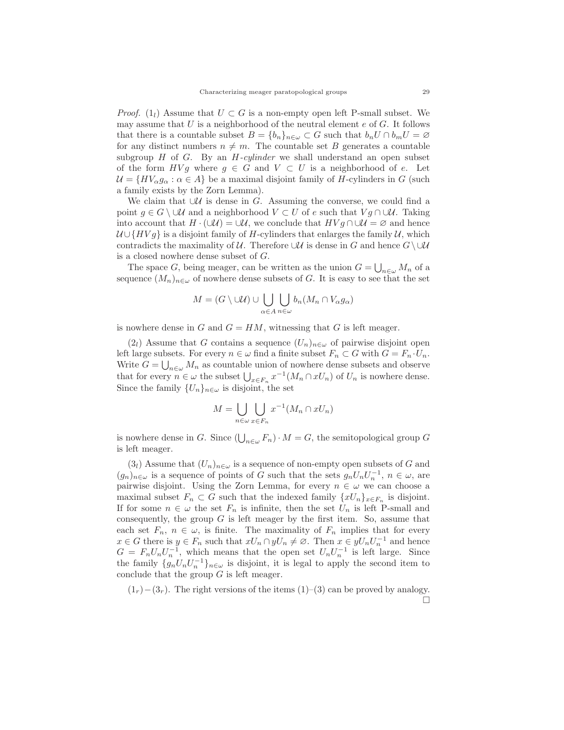*Proof.* ($1_l$) Assume that $U \subset G$ is a non-empty open left P-small subset. We may assume that $U$ is a neighborhood of the neutral element $e$ of $G$. It follows that there is a countable subset $B = \{b_n\}_{n\in\omega} \subset G$ such that $b_n U \cap b_m U = \varnothing$ for any distinct numbers $n \neq m$. The countable set $B$ generates a countable subgroup $H$ of $G$. By an *$H$-cylinder* we shall understand an open subset of the form $HVg$ where $g \in G$ and $V \subset U$ is a neighborhood of $e$. Let $\mathcal{U} = \{HV_\alpha g_\alpha : \alpha \in A\}$ be a maximal disjoint family of $H$-cylinders in $G$ (such a family exists by the Zorn Lemma).

We claim that $\cup\mathcal{U}$ is dense in $G$. Assuming the converse, we could find a point $g \in G \setminus \cup\mathcal{U}$ and a neighborhood $V \subset U$ of $e$ such that $Vg \cap \cup\mathcal{U}$. Taking into account that $H \cdot (\cup\mathcal{U}) = \cup\mathcal{U}$, we conclude that $HVg \cap \cup\mathcal{U} = \varnothing$ and hence $\mathcal{U} \cup \{HVg\}$ is a disjoint family of $H$-cylinders that enlarges the family $\mathcal{U}$, which contradicts the maximality of $\mathcal{U}$. Therefore $\cup\mathcal{U}$ is dense in $G$ and hence $G \setminus \cup\mathcal{U}$ is a closed nowhere dense subset of $G$.

The space $G$, being meager, can be written as the union $G = \bigcup_{n\in\omega} M_n$ of a sequence $(M_n)_{n\in\omega}$ of nowhere dense subsets of $G$. It is easy to see that the set

$$M = (G \setminus \cup\mathcal{U}) \cup \bigcup_{\alpha\in A} \bigcup_{n\in\omega} b_n(M_n \cap V_\alpha g_\alpha)$$

is nowhere dense in $G$ and $G = HM$, witnessing that $G$ is left meager.

($2_l$) Assume that $G$ contains a sequence $(U_n)_{n\in\omega}$ of pairwise disjoint open left large subsets. For every $n \in \omega$ find a finite subset $F_n \subset G$ with $G = F_n \cdot U_n$. Write $G = \bigcup_{n\in\omega} M_n$ as countable union of nowhere dense subsets and observe that for every $n \in \omega$ the subset $\bigcup_{x\in F_n} x^{-1}(M_n \cap xU_n)$ of $U_n$ is nowhere dense. Since the family $\{U_n\}_{n\in\omega}$ is disjoint, the set

$$M = \bigcup_{n\in\omega} \bigcup_{x\in F_n} x^{-1}(M_n \cap xU_n)$$

is nowhere dense in $G$. Since $(\bigcup_{n\in\omega} F_n) \cdot M = G$, the semitopological group $G$ is left meager.

($3_l$) Assume that $(U_n)_{n\in\omega}$ is a sequence of non-empty open subsets of $G$ and $(g_n)_{n\in\omega}$ is a sequence of points of $G$ such that the sets $g_n U_n U_n^{-1}$, $n \in \omega$, are pairwise disjoint. Using the Zorn Lemma, for every $n \in \omega$ we can choose a maximal subset $F_n \subset G$ such that the indexed family $\{xU_n\}_{x\in F_n}$ is disjoint. If for some $n \in \omega$ the set $F_n$ is infinite, then the set $U_n$ is left P-small and consequently, the group $G$ is left meager by the first item. So, assume that each set $F_n$, $n \in \omega$, is finite. The maximality of $F_n$ implies that for every $x \in G$ there is $y \in F_n$ such that $xU_n \cap yU_n \neq \varnothing$. Then $x \in yU_nU_n^{-1}$ and hence $G = F_n U_n U_n^{-1}$, which means that the open set $U_n U_n^{-1}$ is left large. Since the family $\{g_n U_n U_n^{-1}\}_{n\in\omega}$ is disjoint, it is legal to apply the second item to conclude that the group $G$ is left meager.

($1_r$)$-$($3_r$). The right versions of the items (1)–(3) can be proved by analogy. $\square$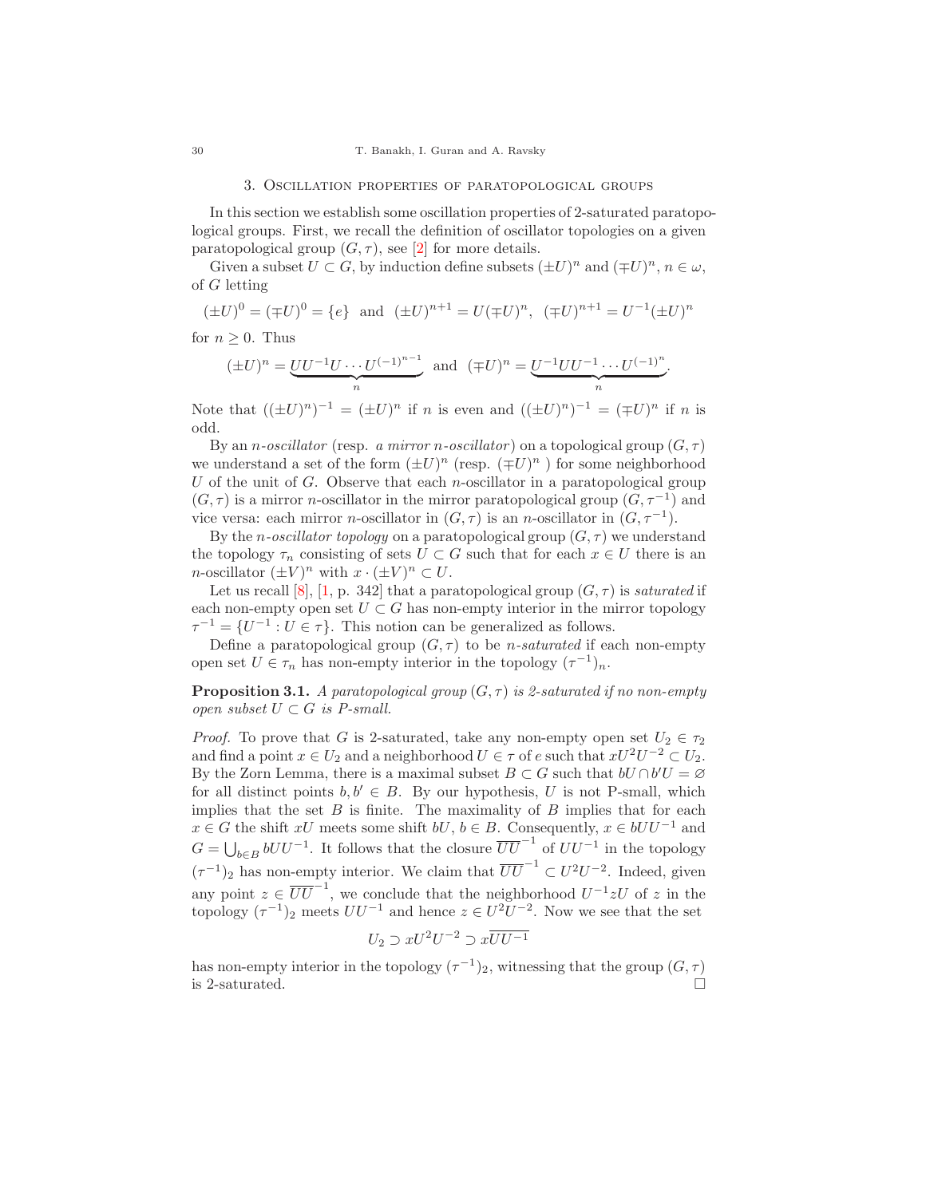## 3. Oscillation properties of paratopological groups

In this section we establish some oscillation properties of 2-saturated paratopological groups. First, we recall the definition of oscillator topologies on a given paratopological group $(G, \tau)$, see [2] for more details.

Given a subset $U \subset G$, by induction define subsets $(\pm U)^n$ and $(\mp U)^n$, $n \in \omega$, of $G$ letting

$$(\pm U)^0 = (\mp U)^0 = \{e\} \text{ and } (\pm U)^{n+1} = U(\mp U)^n, \ (\mp U)^{n+1} = U^{-1}(\pm U)^n$$

for $n \geq 0$. Thus

$$(\pm U)^n = \underbrace{UU^{-1}U \cdots U^{(-1)^{n-1}}}_{n} \text{ and } (\mp U)^n = \underbrace{U^{-1}UU^{-1} \cdots U^{(-1)^n}}_{n}.$$

Note that $((\pm U)^n)^{-1} = (\pm U)^n$ if $n$ is even and $((\pm U)^n)^{-1} = (\mp U)^n$ if $n$ is odd.

By an *$n$-oscillator* (resp. *a mirror $n$-oscillator*) on a topological group $(G, \tau)$ we understand a set of the form $(\pm U)^n$ (resp. $(\mp U)^n$ ) for some neighborhood $U$ of the unit of $G$. Observe that each $n$-oscillator in a paratopological group $(G, \tau)$ is a mirror $n$-oscillator in the mirror paratopological group $(G, \tau^{-1})$ and vice versa: each mirror $n$-oscillator in $(G, \tau)$ is an $n$-oscillator in $(G, \tau^{-1})$.

By the *$n$-oscillator topology* on a paratopological group $(G, \tau)$ we understand the topology $\tau_n$ consisting of sets $U \subset G$ such that for each $x \in U$ there is an $n$-oscillator $(\pm V)^n$ with $x \cdot (\pm V)^n \subset U$.

Let us recall [8], [1, p. 342] that a paratopological group $(G, \tau)$ is *saturated* if each non-empty open set $U \subset G$ has non-empty interior in the mirror topology $\tau^{-1} = \{U^{-1} : U \in \tau\}$. This notion can be generalized as follows.

Define a paratopological group $(G, \tau)$ to be *$n$-saturated* if each non-empty open set $U \in \tau_n$ has non-empty interior in the topology $(\tau^{-1})_n$.

**Proposition 3.1.** *A paratopological group $(G, \tau)$ is 2-saturated if no non-empty open subset $U \subset G$ is P-small.*

*Proof.* To prove that $G$ is 2-saturated, take any non-empty open set $U_2 \in \tau_2$ and find a point $x \in U_2$ and a neighborhood $U \in \tau$ of $e$ such that $xU^2U^{-2} \subset U_2$. By the Zorn Lemma, there is a maximal subset $B \subset G$ such that $bU \cap b'U = \varnothing$ for all distinct points $b, b' \in B$. By our hypothesis, $U$ is not P-small, which implies that the set $B$ is finite. The maximality of $B$ implies that for each $x \in G$ the shift $xU$ meets some shift $bU$, $b \in B$. Consequently, $x \in bUU^{-1}$ and $G = \bigcup_{b \in B} bUU^{-1}$. It follows that the closure $\overline{UU}^{-1}$ of $UU^{-1}$ in the topology $(\tau^{-1})_2$ has non-empty interior. We claim that $\overline{UU}^{-1} \subset U^2U^{-2}$. Indeed, given any point $z \in \overline{UU}^{-1}$, we conclude that the neighborhood $U^{-1}zU$ of $z$ in the topology $(\tau^{-1})_2$ meets $UU^{-1}$ and hence $z \in U^2U^{-2}$. Now we see that the set

$$U_2 \supset xU^2U^{-2} \supset x\overline{UU^{-1}}$$

has non-empty interior in the topology $(\tau^{-1})_2$, witnessing that the group $(G, \tau)$ is 2-saturated. $\square$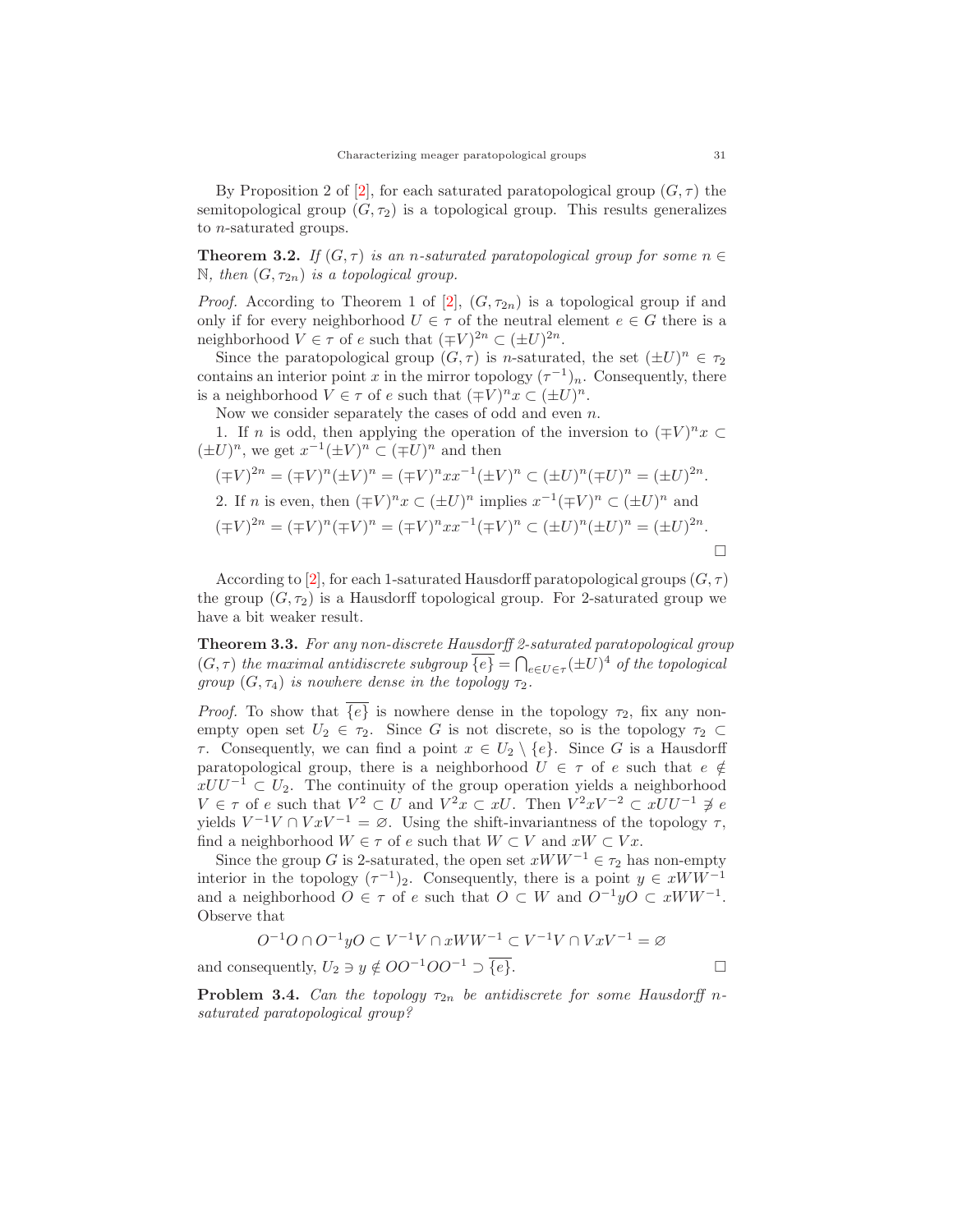By Proposition 2 of [2], for each saturated paratopological group $(G, \tau)$ the semitopological group $(G, \tau_2)$ is a topological group. This results generalizes to $n$-saturated groups.

**Theorem 3.2.** *If $(G, \tau)$ is an $n$-saturated paratopological group for some $n \in \mathbb{N}$, then $(G, \tau_{2n})$ is a topological group.*

*Proof.* According to Theorem 1 of [2], $(G, \tau_{2n})$ is a topological group if and only if for every neighborhood $U \in \tau$ of the neutral element $e \in G$ there is a neighborhood $V \in \tau$ of $e$ such that $(\mp V)^{2n} \subset (\pm U)^{2n}$.

Since the paratopological group $(G, \tau)$ is $n$-saturated, the set $(\pm U)^n \in \tau_2$ contains an interior point $x$ in the mirror topology $(\tau^{-1})_n$. Consequently, there is a neighborhood $V \in \tau$ of $e$ such that $(\mp V)^n x \subset (\pm U)^n$.

Now we consider separately the cases of odd and even $n$.

1. If $n$ is odd, then applying the operation of the inversion to $(\mp V)^n x \subset (\pm U)^n$, we get $x^{-1}(\pm V)^n \subset (\mp U)^n$ and then

$$(\mp V)^{2n} = (\mp V)^n(\pm V)^n = (\mp V)^n x x^{-1}(\pm V)^n \subset (\pm U)^n(\mp U)^n = (\pm U)^{2n}.$$

2. If $n$ is even, then $(\mp V)^n x \subset (\pm U)^n$ implies $x^{-1}(\mp V)^n \subset (\pm U)^n$ and

$$(\mp V)^{2n} = (\mp V)^n(\mp V)^n = (\mp V)^n x x^{-1}(\mp V)^n \subset (\pm U)^n(\pm U)^n = (\pm U)^{2n}.$$

□

According to [2], for each 1-saturated Hausdorff paratopological groups $(G, \tau)$ the group $(G, \tau_2)$ is a Hausdorff topological group. For 2-saturated group we have a bit weaker result.

**Theorem 3.3.** *For any non-discrete Hausdorff 2-saturated paratopological group $(G, \tau)$ the maximal antidiscrete subgroup $\overline{\{e\}} = \bigcap_{e \in U \in \tau}(\pm U)^4$ of the topological group $(G, \tau_4)$ is nowhere dense in the topology $\tau_2$.*

*Proof.* To show that $\overline{\{e\}}$ is nowhere dense in the topology $\tau_2$, fix any non-empty open set $U_2 \in \tau_2$. Since $G$ is not discrete, so is the topology $\tau_2 \subset \tau$. Consequently, we can find a point $x \in U_2 \setminus \{e\}$. Since $G$ is a Hausdorff paratopological group, there is a neighborhood $U \in \tau$ of $e$ such that $e \notin xUU^{-1} \subset U_2$. The continuity of the group operation yields a neighborhood $V \in \tau$ of $e$ such that $V^2 \subset U$ and $V^2 x \subset xU$. Then $V^2 x V^{-2} \subset xUU^{-1} \not\ni e$ yields $V^{-1}V \cap VxV^{-1} = \varnothing$. Using the shift-invariantness of the topology $\tau$, find a neighborhood $W \in \tau$ of $e$ such that $W \subset V$ and $xW \subset Vx$.

Since the group $G$ is 2-saturated, the open set $xWW^{-1} \in \tau_2$ has non-empty interior in the topology $(\tau^{-1})_2$. Consequently, there is a point $y \in xWW^{-1}$ and a neighborhood $O \in \tau$ of $e$ such that $O \subset W$ and $O^{-1}yO \subset xWW^{-1}$. Observe that

$$O^{-1}O \cap O^{-1}yO \subset V^{-1}V \cap xWW^{-1} \subset V^{-1}V \cap VxV^{-1} = \varnothing$$

and consequently, $U_2 \ni y \notin OO^{-1}OO^{-1} \supset \overline{\{e\}}$. □

**Problem 3.4.** *Can the topology $\tau_{2n}$ be antidiscrete for some Hausdorff $n$-saturated paratopological group?*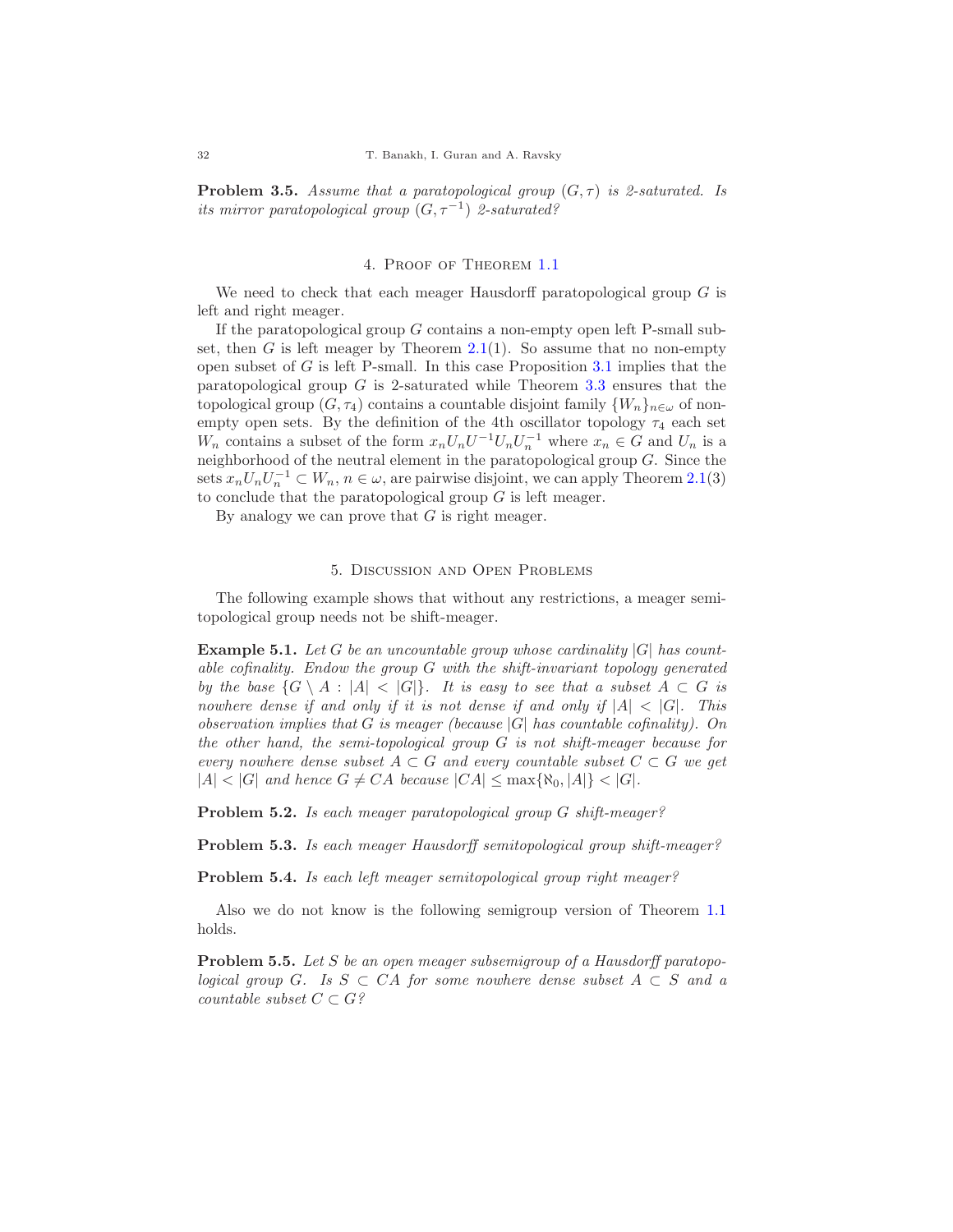**Problem 3.5.** *Assume that a paratopological group $(G, \tau)$ is 2-saturated. Is its mirror paratopological group $(G, \tau^{-1})$ 2-saturated?*

## 4. Proof of Theorem 1.1

We need to check that each meager Hausdorff paratopological group $G$ is left and right meager.

If the paratopological group $G$ contains a non-empty open left P-small subset, then $G$ is left meager by Theorem 2.1(1). So assume that no non-empty open subset of $G$ is left P-small. In this case Proposition 3.1 implies that the paratopological group $G$ is 2-saturated while Theorem 3.3 ensures that the topological group $(G, \tau_4)$ contains a countable disjoint family $\{W_n\}_{n\in\omega}$ of non-empty open sets. By the definition of the 4th oscillator topology $\tau_4$ each set $W_n$ contains a subset of the form $x_n U_n U^{-1} U_n U_n^{-1}$ where $x_n \in G$ and $U_n$ is a neighborhood of the neutral element in the paratopological group $G$. Since the sets $x_n U_n U_n^{-1} \subset W_n$, $n \in \omega$, are pairwise disjoint, we can apply Theorem 2.1(3) to conclude that the paratopological group $G$ is left meager.

By analogy we can prove that $G$ is right meager.

## 5. Discussion and Open Problems

The following example shows that without any restrictions, a meager semitopological group needs not be shift-meager.

**Example 5.1.** *Let $G$ be an uncountable group whose cardinality $|G|$ has countable cofinality. Endow the group $G$ with the shift-invariant topology generated by the base $\{G \setminus A : |A| < |G|\}$. It is easy to see that a subset $A \subset G$ is nowhere dense if and only if it is not dense if and only if $|A| < |G|$. This observation implies that $G$ is meager (because $|G|$ has countable cofinality). On the other hand, the semi-topological group $G$ is not shift-meager because for every nowhere dense subset $A \subset G$ and every countable subset $C \subset G$ we get $|A| < |G|$ and hence $G \neq CA$ because $|CA| \leq \max\{\aleph_0, |A|\} < |G|$.*

**Problem 5.2.** *Is each meager paratopological group $G$ shift-meager?*

**Problem 5.3.** *Is each meager Hausdorff semitopological group shift-meager?*

**Problem 5.4.** *Is each left meager semitopological group right meager?*

Also we do not know is the following semigroup version of Theorem 1.1 holds.

**Problem 5.5.** *Let $S$ be an open meager subsemigroup of a Hausdorff paratopological group $G$. Is $S \subset CA$ for some nowhere dense subset $A \subset S$ and a countable subset $C \subset G$?*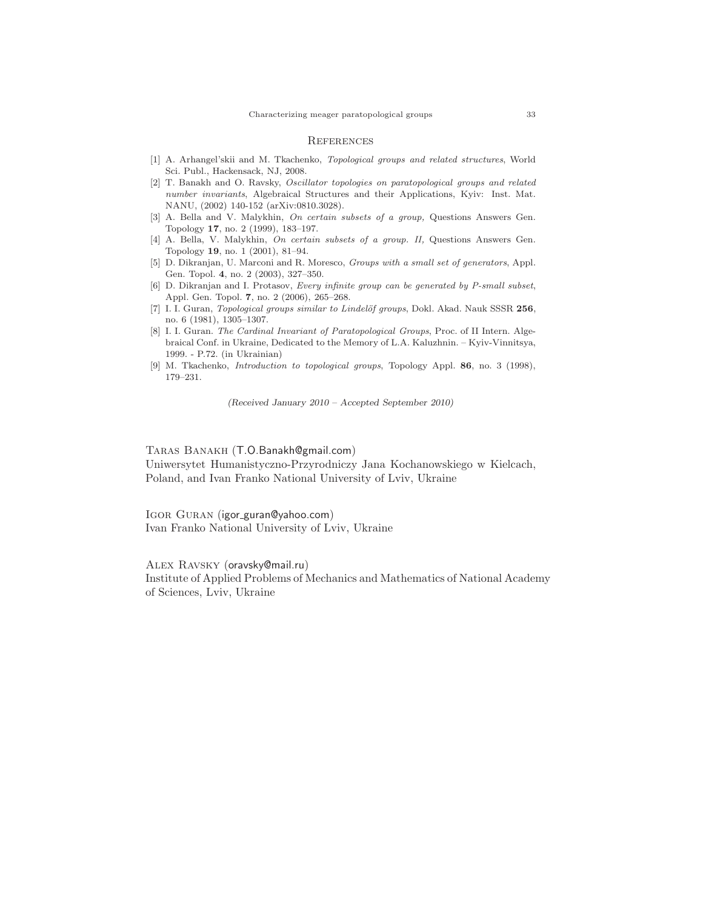## References

[1] A. Arhangel'skii and M. Tkachenko, *Topological groups and related structures*, World Sci. Publ., Hackensack, NJ, 2008.

[2] T. Banakh and O. Ravsky, *Oscillator topologies on paratopological groups and related number invariants*, Algebraical Structures and their Applications, Kyiv: Inst. Mat. NANU, (2002) 140-152 (arXiv:0810.3028).

[3] A. Bella and V. Malykhin, *On certain subsets of a group*, Questions Answers Gen. Topology **17**, no. 2 (1999), 183–197.

[4] A. Bella, V. Malykhin, *On certain subsets of a group. II*, Questions Answers Gen. Topology **19**, no. 1 (2001), 81–94.

[5] D. Dikranjan, U. Marconi and R. Moresco, *Groups with a small set of generators*, Appl. Gen. Topol. **4**, no. 2 (2003), 327–350.

[6] D. Dikranjan and I. Protasov, *Every infinite group can be generated by P-small subset*, Appl. Gen. Topol. **7**, no. 2 (2006), 265–268.

[7] I. I. Guran, *Topological groups similar to Lindelöf groups*, Dokl. Akad. Nauk SSSR **256**, no. 6 (1981), 1305–1307.

[8] I. I. Guran. *The Cardinal Invariant of Paratopological Groups*, Proc. of II Intern. Algebraical Conf. in Ukraine, Dedicated to the Memory of L.A. Kaluzhnin. – Kyiv-Vinnitsya, 1999. - P.72. (in Ukrainian)

[9] M. Tkachenko, *Introduction to topological groups*, Topology Appl. **86**, no. 3 (1998), 179–231.

*(Received January 2010 – Accepted September 2010)*

Taras Banakh (T.O.Banakh@gmail.com)
Uniwersytet Humanistyczno-Przyrodniczy Jana Kochanowskiego w Kielcach, Poland, and Ivan Franko National University of Lviv, Ukraine

Igor Guran (igor_guran@yahoo.com)
Ivan Franko National University of Lviv, Ukraine

Alex Ravsky (oravsky@mail.ru)
Institute of Applied Problems of Mechanics and Mathematics of National Academy of Sciences, Lviv, Ukraine